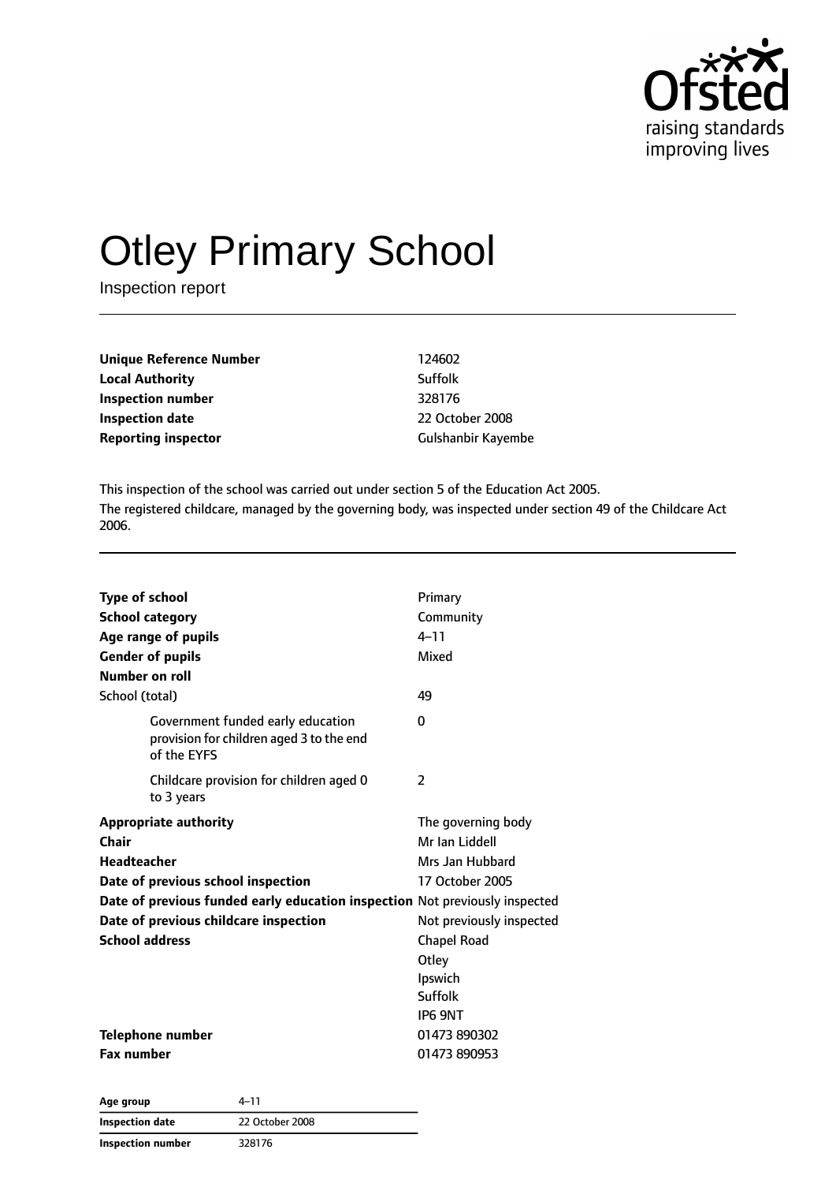# Otley Primary School

Inspection report

| | |
|---|---|
| **Unique Reference Number** | 124602 |
| **Local Authority** | Suffolk |
| **Inspection number** | 328176 |
| **Inspection date** | 22 October 2008 |
| **Reporting inspector** | Gulshanbir Kayembe |

This inspection of the school was carried out under section 5 of the Education Act 2005.
The registered childcare, managed by the governing body, was inspected under section 49 of the Childcare Act 2006.

| | |
|---|---|
| **Type of school** | Primary |
| **School category** | Community |
| **Age range of pupils** | 4–11 |
| **Gender of pupils** | Mixed |
| **Number on roll** | |
| School (total) | 49 |
| Government funded early education provision for children aged 3 to the end of the EYFS | 0 |
| Childcare provision for children aged 0 to 3 years | 2 |
| **Appropriate authority** | The governing body |
| **Chair** | Mr Ian Liddell |
| **Headteacher** | Mrs Jan Hubbard |
| **Date of previous school inspection** | 17 October 2005 |
| **Date of previous funded early education inspection** | Not previously inspected |
| **Date of previous childcare inspection** | Not previously inspected |
| **School address** | Chapel Road<br>Otley<br>Ipswich<br>Suffolk<br>IP6 9NT |
| **Telephone number** | 01473 890302 |
| **Fax number** | 01473 890953 |

| | |
|---|---|
| **Age group** | 4–11 |
| **Inspection date** | 22 October 2008 |
| **Inspection number** | 328176 |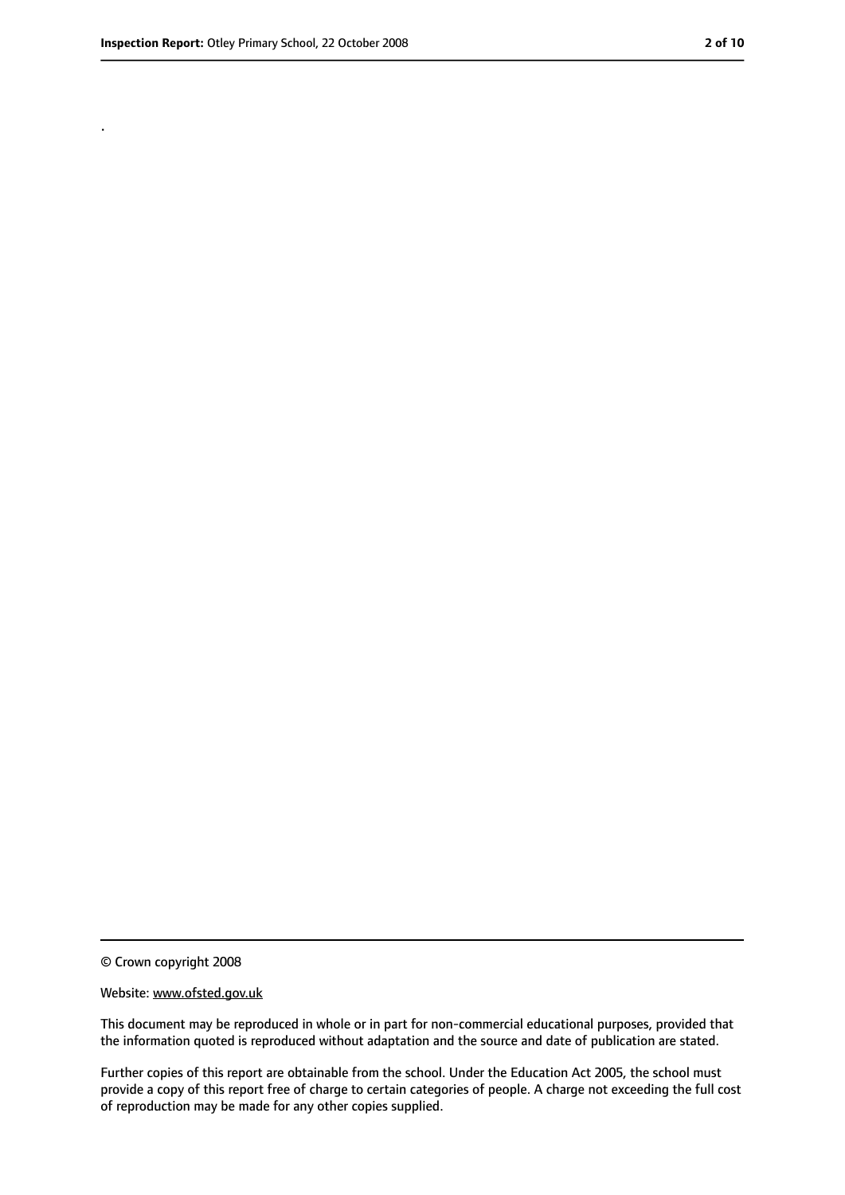.

© Crown copyright 2008

Website: www.ofsted.gov.uk

This document may be reproduced in whole or in part for non-commercial educational purposes, provided that the information quoted is reproduced without adaptation and the source and date of publication are stated.

Further copies of this report are obtainable from the school. Under the Education Act 2005, the school must provide a copy of this report free of charge to certain categories of people. A charge not exceeding the full cost of reproduction may be made for any other copies supplied.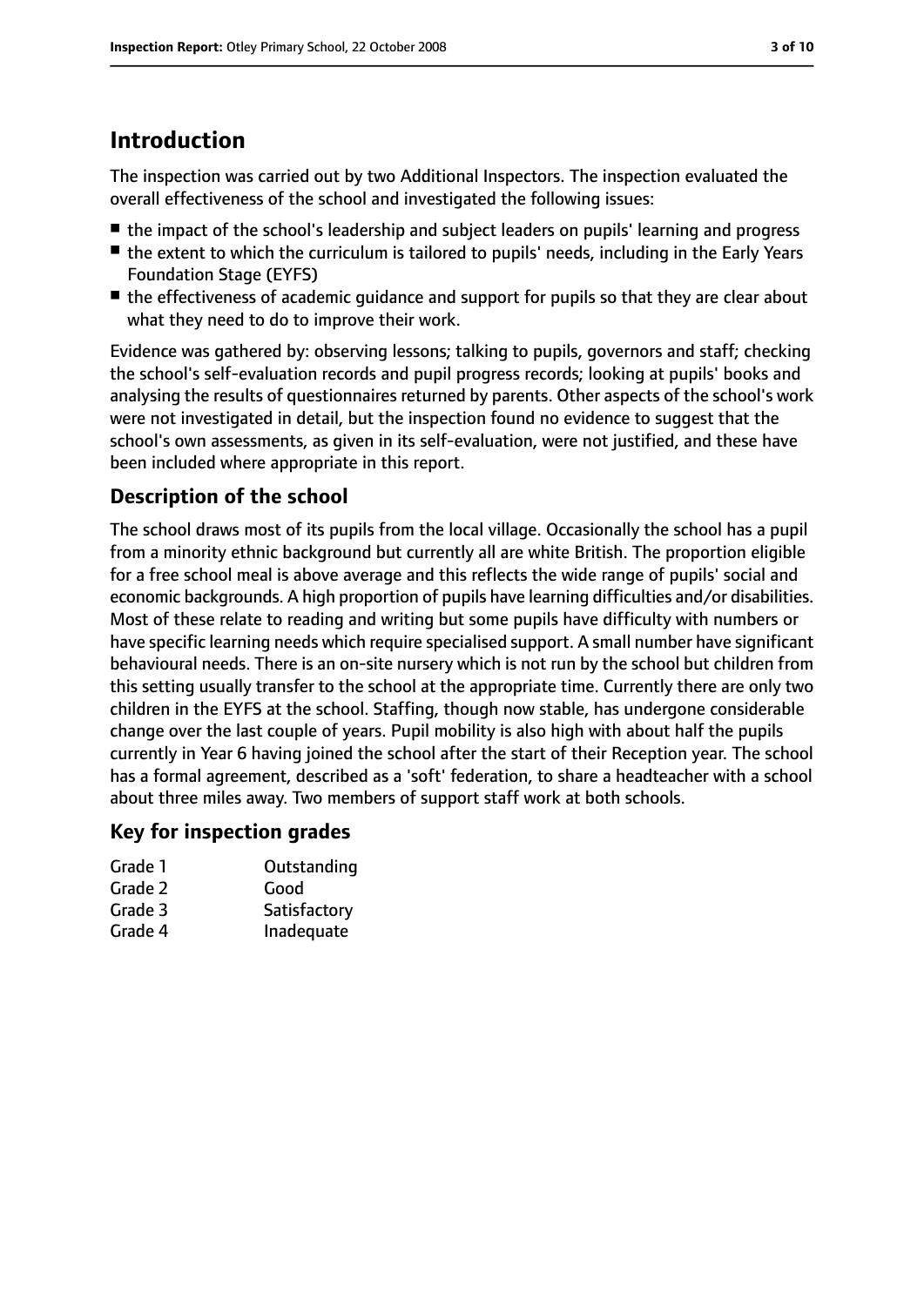## Introduction

The inspection was carried out by two Additional Inspectors. The inspection evaluated the overall effectiveness of the school and investigated the following issues:

- the impact of the school's leadership and subject leaders on pupils' learning and progress
- the extent to which the curriculum is tailored to pupils' needs, including in the Early Years Foundation Stage (EYFS)
- the effectiveness of academic guidance and support for pupils so that they are clear about what they need to do to improve their work.

Evidence was gathered by: observing lessons; talking to pupils, governors and staff; checking the school's self-evaluation records and pupil progress records; looking at pupils' books and analysing the results of questionnaires returned by parents. Other aspects of the school's work were not investigated in detail, but the inspection found no evidence to suggest that the school's own assessments, as given in its self-evaluation, were not justified, and these have been included where appropriate in this report.

### Description of the school

The school draws most of its pupils from the local village. Occasionally the school has a pupil from a minority ethnic background but currently all are white British. The proportion eligible for a free school meal is above average and this reflects the wide range of pupils' social and economic backgrounds. A high proportion of pupils have learning difficulties and/or disabilities. Most of these relate to reading and writing but some pupils have difficulty with numbers or have specific learning needs which require specialised support. A small number have significant behavioural needs. There is an on-site nursery which is not run by the school but children from this setting usually transfer to the school at the appropriate time. Currently there are only two children in the EYFS at the school. Staffing, though now stable, has undergone considerable change over the last couple of years. Pupil mobility is also high with about half the pupils currently in Year 6 having joined the school after the start of their Reception year. The school has a formal agreement, described as a 'soft' federation, to share a headteacher with a school about three miles away. Two members of support staff work at both schools.

### Key for inspection grades

| | |
|---|---|
| Grade 1 | Outstanding |
| Grade 2 | Good |
| Grade 3 | Satisfactory |
| Grade 4 | Inadequate |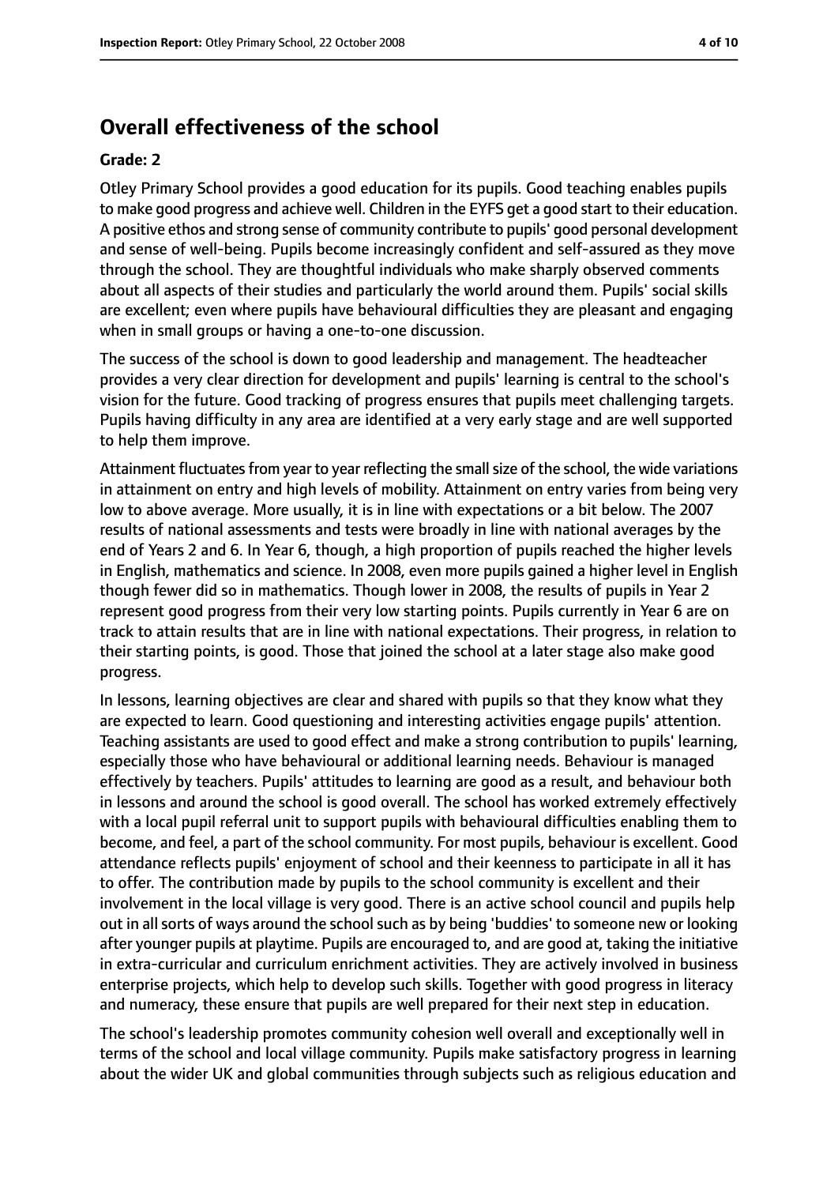## Overall effectiveness of the school

### Grade: 2

Otley Primary School provides a good education for its pupils. Good teaching enables pupils to make good progress and achieve well. Children in the EYFS get a good start to their education. A positive ethos and strong sense of community contribute to pupils' good personal development and sense of well-being. Pupils become increasingly confident and self-assured as they move through the school. They are thoughtful individuals who make sharply observed comments about all aspects of their studies and particularly the world around them. Pupils' social skills are excellent; even where pupils have behavioural difficulties they are pleasant and engaging when in small groups or having a one-to-one discussion.

The success of the school is down to good leadership and management. The headteacher provides a very clear direction for development and pupils' learning is central to the school's vision for the future. Good tracking of progress ensures that pupils meet challenging targets. Pupils having difficulty in any area are identified at a very early stage and are well supported to help them improve.

Attainment fluctuates from year to year reflecting the small size of the school, the wide variations in attainment on entry and high levels of mobility. Attainment on entry varies from being very low to above average. More usually, it is in line with expectations or a bit below. The 2007 results of national assessments and tests were broadly in line with national averages by the end of Years 2 and 6. In Year 6, though, a high proportion of pupils reached the higher levels in English, mathematics and science. In 2008, even more pupils gained a higher level in English though fewer did so in mathematics. Though lower in 2008, the results of pupils in Year 2 represent good progress from their very low starting points. Pupils currently in Year 6 are on track to attain results that are in line with national expectations. Their progress, in relation to their starting points, is good. Those that joined the school at a later stage also make good progress.

In lessons, learning objectives are clear and shared with pupils so that they know what they are expected to learn. Good questioning and interesting activities engage pupils' attention. Teaching assistants are used to good effect and make a strong contribution to pupils' learning, especially those who have behavioural or additional learning needs. Behaviour is managed effectively by teachers. Pupils' attitudes to learning are good as a result, and behaviour both in lessons and around the school is good overall. The school has worked extremely effectively with a local pupil referral unit to support pupils with behavioural difficulties enabling them to become, and feel, a part of the school community. For most pupils, behaviour is excellent. Good attendance reflects pupils' enjoyment of school and their keenness to participate in all it has to offer. The contribution made by pupils to the school community is excellent and their involvement in the local village is very good. There is an active school council and pupils help out in all sorts of ways around the school such as by being 'buddies' to someone new or looking after younger pupils at playtime. Pupils are encouraged to, and are good at, taking the initiative in extra-curricular and curriculum enrichment activities. They are actively involved in business enterprise projects, which help to develop such skills. Together with good progress in literacy and numeracy, these ensure that pupils are well prepared for their next step in education.

The school's leadership promotes community cohesion well overall and exceptionally well in terms of the school and local village community. Pupils make satisfactory progress in learning about the wider UK and global communities through subjects such as religious education and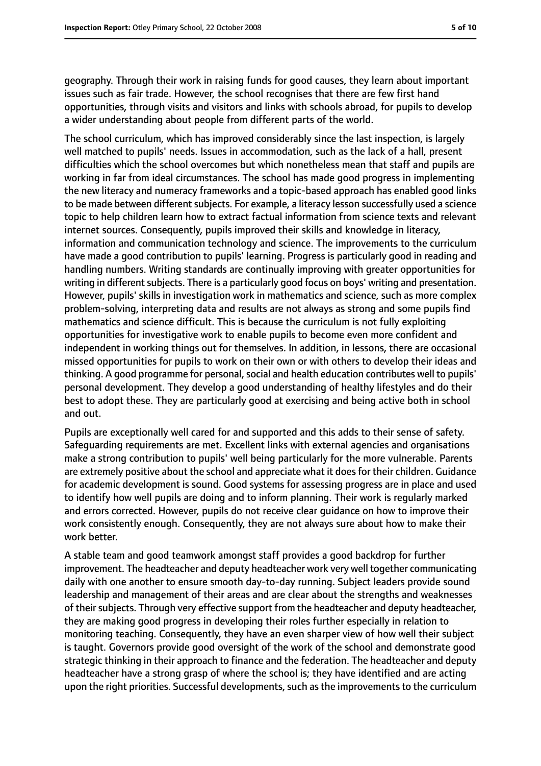geography. Through their work in raising funds for good causes, they learn about important issues such as fair trade. However, the school recognises that there are few first hand opportunities, through visits and visitors and links with schools abroad, for pupils to develop a wider understanding about people from different parts of the world.

The school curriculum, which has improved considerably since the last inspection, is largely well matched to pupils' needs. Issues in accommodation, such as the lack of a hall, present difficulties which the school overcomes but which nonetheless mean that staff and pupils are working in far from ideal circumstances. The school has made good progress in implementing the new literacy and numeracy frameworks and a topic-based approach has enabled good links to be made between different subjects. For example, a literacy lesson successfully used a science topic to help children learn how to extract factual information from science texts and relevant internet sources. Consequently, pupils improved their skills and knowledge in literacy, information and communication technology and science. The improvements to the curriculum have made a good contribution to pupils' learning. Progress is particularly good in reading and handling numbers. Writing standards are continually improving with greater opportunities for writing in different subjects. There is a particularly good focus on boys' writing and presentation. However, pupils' skills in investigation work in mathematics and science, such as more complex problem-solving, interpreting data and results are not always as strong and some pupils find mathematics and science difficult. This is because the curriculum is not fully exploiting opportunities for investigative work to enable pupils to become even more confident and independent in working things out for themselves. In addition, in lessons, there are occasional missed opportunities for pupils to work on their own or with others to develop their ideas and thinking. A good programme for personal, social and health education contributes well to pupils' personal development. They develop a good understanding of healthy lifestyles and do their best to adopt these. They are particularly good at exercising and being active both in school and out.

Pupils are exceptionally well cared for and supported and this adds to their sense of safety. Safeguarding requirements are met. Excellent links with external agencies and organisations make a strong contribution to pupils' well being particularly for the more vulnerable. Parents are extremely positive about the school and appreciate what it does for their children. Guidance for academic development is sound. Good systems for assessing progress are in place and used to identify how well pupils are doing and to inform planning. Their work is regularly marked and errors corrected. However, pupils do not receive clear guidance on how to improve their work consistently enough. Consequently, they are not always sure about how to make their work better.

A stable team and good teamwork amongst staff provides a good backdrop for further improvement. The headteacher and deputy headteacher work very well together communicating daily with one another to ensure smooth day-to-day running. Subject leaders provide sound leadership and management of their areas and are clear about the strengths and weaknesses of their subjects. Through very effective support from the headteacher and deputy headteacher, they are making good progress in developing their roles further especially in relation to monitoring teaching. Consequently, they have an even sharper view of how well their subject is taught. Governors provide good oversight of the work of the school and demonstrate good strategic thinking in their approach to finance and the federation. The headteacher and deputy headteacher have a strong grasp of where the school is; they have identified and are acting upon the right priorities. Successful developments, such as the improvements to the curriculum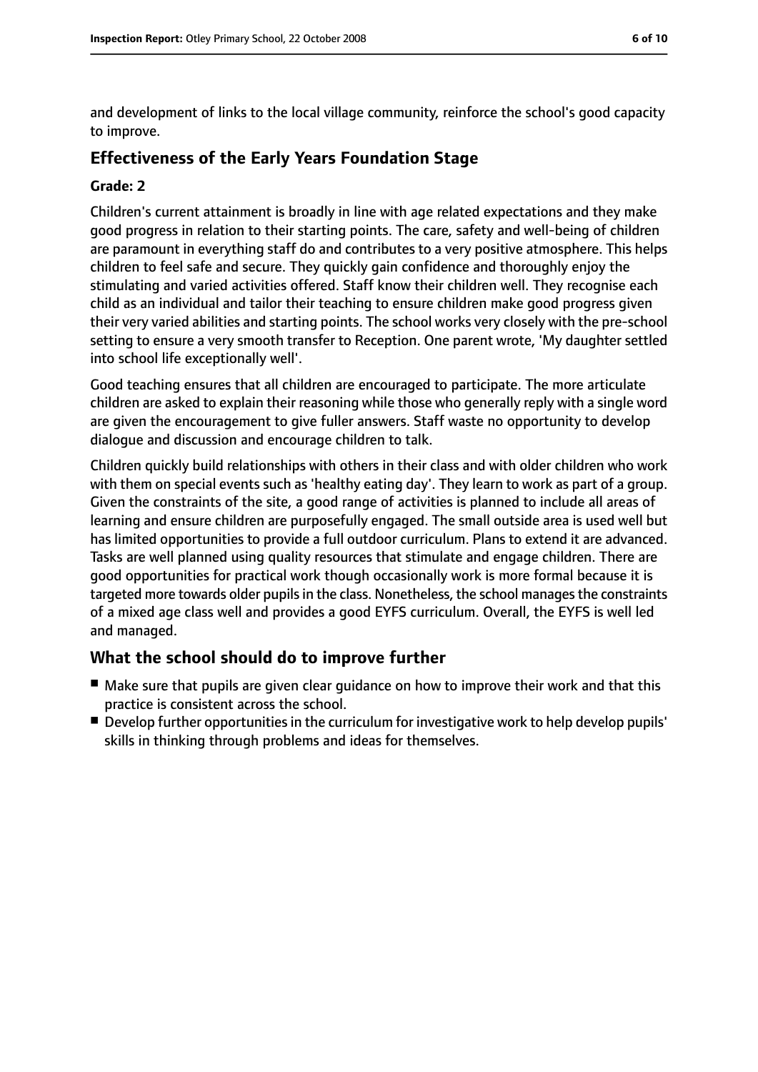and development of links to the local village community, reinforce the school's good capacity to improve.

## Effectiveness of the Early Years Foundation Stage

**Grade: 2**

Children's current attainment is broadly in line with age related expectations and they make good progress in relation to their starting points. The care, safety and well-being of children are paramount in everything staff do and contributes to a very positive atmosphere. This helps children to feel safe and secure. They quickly gain confidence and thoroughly enjoy the stimulating and varied activities offered. Staff know their children well. They recognise each child as an individual and tailor their teaching to ensure children make good progress given their very varied abilities and starting points. The school works very closely with the pre-school setting to ensure a very smooth transfer to Reception. One parent wrote, 'My daughter settled into school life exceptionally well'.

Good teaching ensures that all children are encouraged to participate. The more articulate children are asked to explain their reasoning while those who generally reply with a single word are given the encouragement to give fuller answers. Staff waste no opportunity to develop dialogue and discussion and encourage children to talk.

Children quickly build relationships with others in their class and with older children who work with them on special events such as 'healthy eating day'. They learn to work as part of a group. Given the constraints of the site, a good range of activities is planned to include all areas of learning and ensure children are purposefully engaged. The small outside area is used well but has limited opportunities to provide a full outdoor curriculum. Plans to extend it are advanced. Tasks are well planned using quality resources that stimulate and engage children. There are good opportunities for practical work though occasionally work is more formal because it is targeted more towards older pupils in the class. Nonetheless, the school manages the constraints of a mixed age class well and provides a good EYFS curriculum. Overall, the EYFS is well led and managed.

## What the school should do to improve further

- Make sure that pupils are given clear guidance on how to improve their work and that this practice is consistent across the school.
- Develop further opportunities in the curriculum for investigative work to help develop pupils' skills in thinking through problems and ideas for themselves.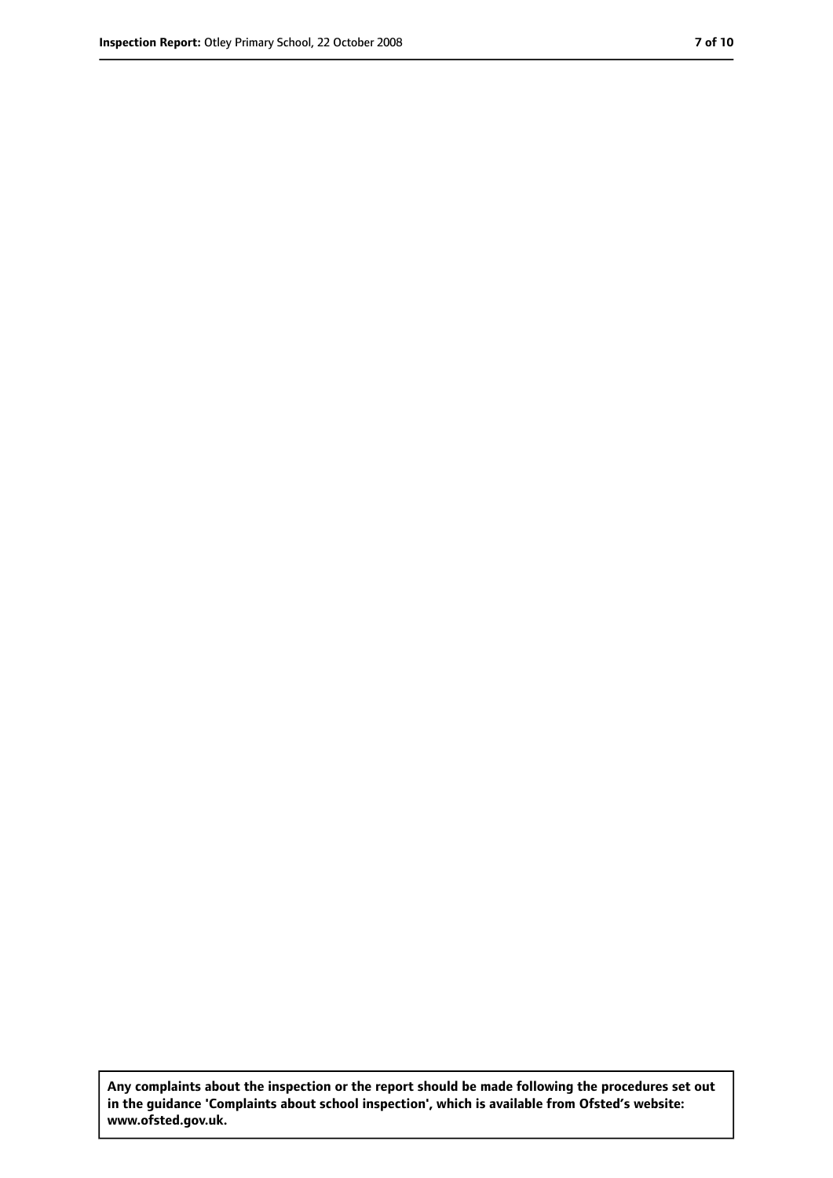**Any complaints about the inspection or the report should be made following the procedures set out in the guidance 'Complaints about school inspection', which is available from Ofsted's website: www.ofsted.gov.uk.**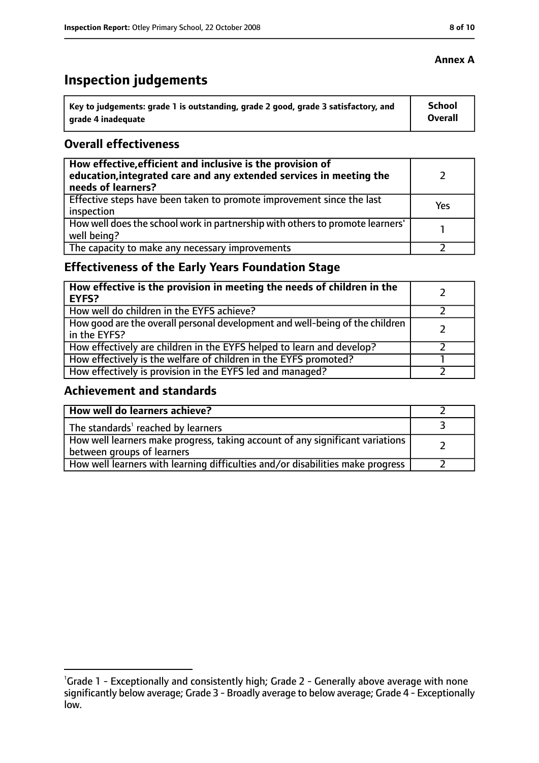**Annex A**

# Inspection judgements

| Key to judgements: grade 1 is outstanding, grade 2 good, grade 3 satisfactory, and grade 4 inadequate | School Overall |
|---|---|

## Overall effectiveness

| | |
|---|---|
| **How effective, efficient and inclusive is the provision of education, integrated care and any extended services in meeting the needs of learners?** | 2 |
| Effective steps have been taken to promote improvement since the last inspection | Yes |
| How well does the school work in partnership with others to promote learners' well being? | 1 |
| The capacity to make any necessary improvements | 2 |

## Effectiveness of the Early Years Foundation Stage

| | |
|---|---|
| **How effective is the provision in meeting the needs of children in the EYFS?** | 2 |
| How well do children in the EYFS achieve? | 2 |
| How good are the overall personal development and well-being of the children in the EYFS? | 2 |
| How effectively are children in the EYFS helped to learn and develop? | 2 |
| How effectively is the welfare of children in the EYFS promoted? | 1 |
| How effectively is provision in the EYFS led and managed? | 2 |

## Achievement and standards

| | |
|---|---|
| **How well do learners achieve?** | 2 |
| The standards[1] reached by learners | 3 |
| How well learners make progress, taking account of any significant variations between groups of learners | 2 |
| How well learners with learning difficulties and/or disabilities make progress | 2 |

[1] Grade 1 - Exceptionally and consistently high; Grade 2 - Generally above average with none significantly below average; Grade 3 - Broadly average to below average; Grade 4 - Exceptionally low.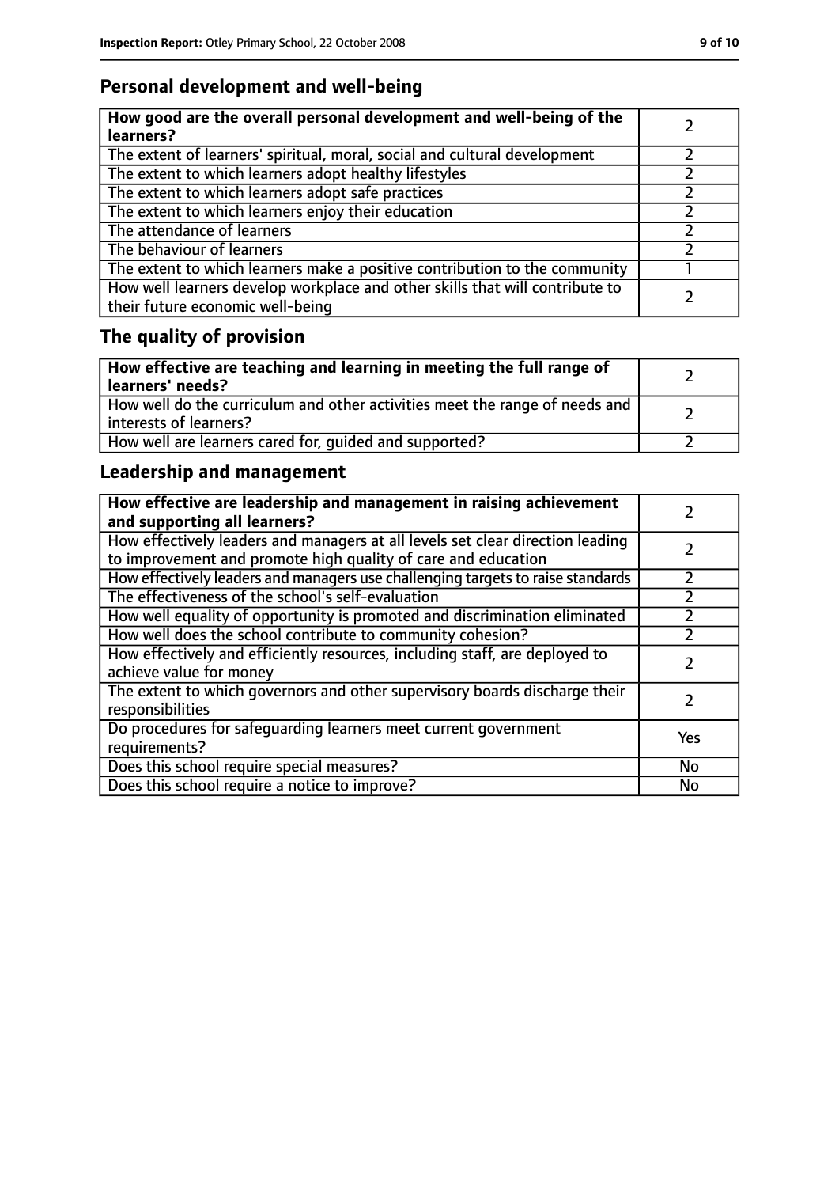## Personal development and well-being

| How good are the overall personal development and well-being of the learners? | 2 |
|---|---|
| The extent of learners' spiritual, moral, social and cultural development | 2 |
| The extent to which learners adopt healthy lifestyles | 2 |
| The extent to which learners adopt safe practices | 2 |
| The extent to which learners enjoy their education | 2 |
| The attendance of learners | 2 |
| The behaviour of learners | 2 |
| The extent to which learners make a positive contribution to the community | 1 |
| How well learners develop workplace and other skills that will contribute to their future economic well-being | 2 |

## The quality of provision

| How effective are teaching and learning in meeting the full range of learners' needs? | 2 |
|---|---|
| How well do the curriculum and other activities meet the range of needs and interests of learners? | 2 |
| How well are learners cared for, guided and supported? | 2 |

## Leadership and management

| How effective are leadership and management in raising achievement and supporting all learners? | 2 |
|---|---|
| How effectively leaders and managers at all levels set clear direction leading to improvement and promote high quality of care and education | 2 |
| How effectively leaders and managers use challenging targets to raise standards | 2 |
| The effectiveness of the school's self-evaluation | 2 |
| How well equality of opportunity is promoted and discrimination eliminated | 2 |
| How well does the school contribute to community cohesion? | 2 |
| How effectively and efficiently resources, including staff, are deployed to achieve value for money | 2 |
| The extent to which governors and other supervisory boards discharge their responsibilities | 2 |
| Do procedures for safeguarding learners meet current government requirements? | Yes |
| Does this school require special measures? | No |
| Does this school require a notice to improve? | No |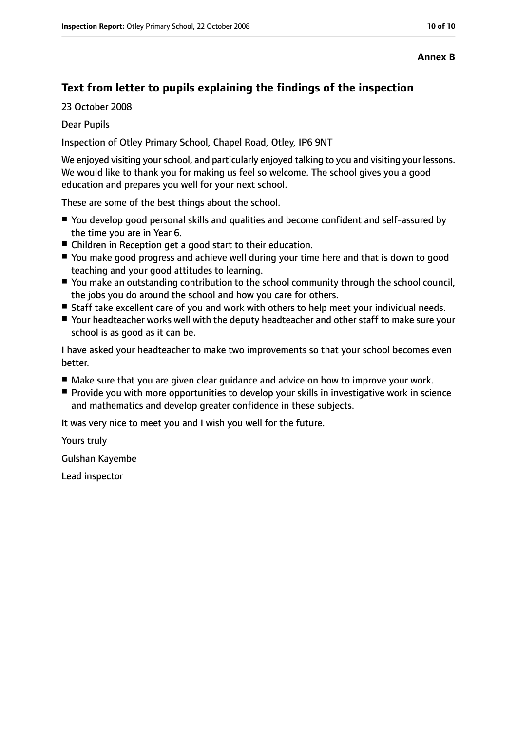**Annex B**

## Text from letter to pupils explaining the findings of the inspection

23 October 2008

Dear Pupils

Inspection of Otley Primary School, Chapel Road, Otley, IP6 9NT

We enjoyed visiting your school, and particularly enjoyed talking to you and visiting your lessons. We would like to thank you for making us feel so welcome. The school gives you a good education and prepares you well for your next school.

These are some of the best things about the school.

- You develop good personal skills and qualities and become confident and self-assured by the time you are in Year 6.
- Children in Reception get a good start to their education.
- You make good progress and achieve well during your time here and that is down to good teaching and your good attitudes to learning.
- You make an outstanding contribution to the school community through the school council, the jobs you do around the school and how you care for others.
- Staff take excellent care of you and work with others to help meet your individual needs.
- Your headteacher works well with the deputy headteacher and other staff to make sure your school is as good as it can be.

I have asked your headteacher to make two improvements so that your school becomes even better.

- Make sure that you are given clear guidance and advice on how to improve your work.
- Provide you with more opportunities to develop your skills in investigative work in science and mathematics and develop greater confidence in these subjects.

It was very nice to meet you and I wish you well for the future.

Yours truly

Gulshan Kayembe

Lead inspector